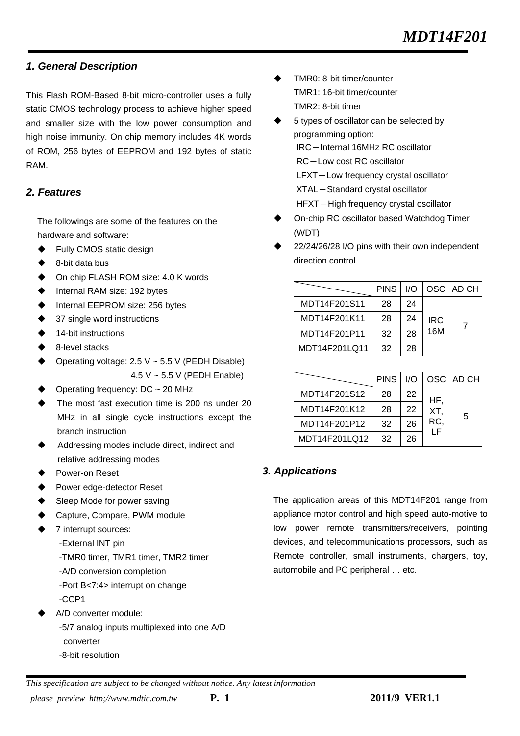# MDT14F201

## 1. General Description

This Flash ROM-Based 8-bit micro-controller uses a fully static CMOS technology process to achieve higher speed and smaller size with the low power consumption and high noise immunity. On chip memory includes 4K words of ROM, 256 bytes of EEPROM and 192 bytes of static RAM.

## 2. Features

The followings are some of the features on the hardware and software:

- Fully CMOS static design
- 8-bit data bus
- On chip FLASH ROM size: 4.0 K words
- Internal RAM size: 192 bytes
- Internal EEPROM size: 256 bytes
- 37 single word instructions
- 14-bit instructions
- 8-level stacks
- Operating voltage: 2.5 V ~ 5.5 V (PEDH Disable)
  4.5 V ~ 5.5 V (PEDH Enable)
- Operating frequency: DC ~ 20 MHz
- The most fast execution time is 200 ns under 20 MHz in all single cycle instructions except the branch instruction
- Addressing modes include direct, indirect and relative addressing modes
- Power-on Reset
- Power edge-detector Reset
- Sleep Mode for power saving
- Capture, Compare, PWM module
- 7 interrupt sources:
  - -External INT pin
  - -TMR0 timer, TMR1 timer, TMR2 timer
  - -A/D conversion completion
  - -Port B<7:4> interrupt on change
  - -CCP1
- A/D converter module:
  - -5/7 analog inputs multiplexed into one A/D converter
  - -8-bit resolution
- TMR0: 8-bit timer/counter
  TMR1: 16-bit timer/counter
  TMR2: 8-bit timer
- 5 types of oscillator can be selected by programming option:
  IRC－Internal 16MHz RC oscillator
  RC－Low cost RC oscillator
  LFXT－Low frequency crystal oscillator
  XTAL－Standard crystal oscillator
  HFXT－High frequency crystal oscillator
- On-chip RC oscillator based Watchdog Timer (WDT)
- 22/24/26/28 I/O pins with their own independent direction control

| | PINS | I/O | OSC | AD CH |
|---|---|---|---|---|
| MDT14F201S11 | 28 | 24 | IRC 16M | 7 |
| MDT14F201K11 | 28 | 24 | | |
| MDT14F201P11 | 32 | 28 | | |
| MDT14F201LQ11 | 32 | 28 | | |

| | PINS | I/O | OSC | AD CH |
|---|---|---|---|---|
| MDT14F201S12 | 28 | 22 | HF, XT, RC, LF | 5 |
| MDT14F201K12 | 28 | 22 | | |
| MDT14F201P12 | 32 | 26 | | |
| MDT14F201LQ12 | 32 | 26 | | |

## 3. Applications

The application areas of this MDT14F201 range from appliance motor control and high speed auto-motive to low power remote transmitters/receivers, pointing devices, and telecommunications processors, such as Remote controller, small instruments, chargers, toy, automobile and PC peripheral … etc.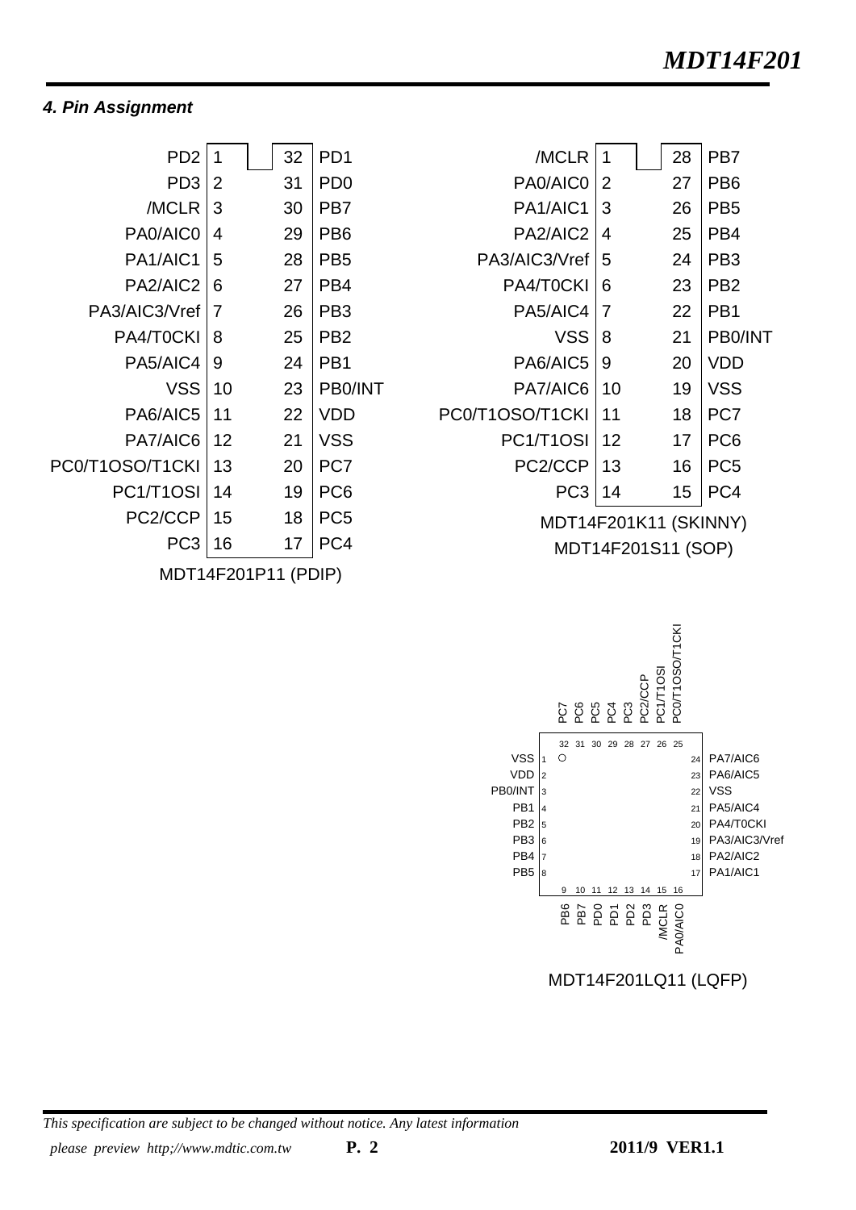### 4. Pin Assignment

**MDT14F201P11 (PDIP)**

| Pin | Name | Pin | Name |
|---|---|---|---|
| 1 | PD2 | 32 | PD1 |
| 2 | PD3 | 31 | PD0 |
| 3 | /MCLR | 30 | PB7 |
| 4 | PA0/AIC0 | 29 | PB6 |
| 5 | PA1/AIC1 | 28 | PB5 |
| 6 | PA2/AIC2 | 27 | PB4 |
| 7 | PA3/AIC3/Vref | 26 | PB3 |
| 8 | PA4/T0CKI | 25 | PB2 |
| 9 | PA5/AIC4 | 24 | PB1 |
| 10 | VSS | 23 | PB0/INT |
| 11 | PA6/AIC5 | 22 | VDD |
| 12 | PA7/AIC6 | 21 | VSS |
| 13 | PC0/T1OSO/T1CKI | 20 | PC7 |
| 14 | PC1/T1OSI | 19 | PC6 |
| 15 | PC2/CCP | 18 | PC5 |
| 16 | PC3 | 17 | PC4 |

**MDT14F201K11 (SKINNY)**
**MDT14F201S11 (SOP)**

| Pin | Name | Pin | Name |
|---|---|---|---|
| 1 | /MCLR | 28 | PB7 |
| 2 | PA0/AIC0 | 27 | PB6 |
| 3 | PA1/AIC1 | 26 | PB5 |
| 4 | PA2/AIC2 | 25 | PB4 |
| 5 | PA3/AIC3/Vref | 24 | PB3 |
| 6 | PA4/T0CKI | 23 | PB2 |
| 7 | PA5/AIC4 | 22 | PB1 |
| 8 | VSS | 21 | PB0/INT |
| 9 | PA6/AIC5 | 20 | VDD |
| 10 | PA7/AIC6 | 19 | VSS |
| 11 | PC0/T1OSO/T1CKI | 18 | PC7 |
| 12 | PC1/T1OSI | 17 | PC6 |
| 13 | PC2/CCP | 16 | PC5 |
| 14 | PC3 | 15 | PC4 |

**MDT14F201LQ11 (LQFP)**

| Pin | Name | Pin | Name | Pin | Name | Pin | Name |
|---|---|---|---|---|---|---|---|
| 1 | VSS | 9 | PB6 | 17 | PA1/AIC1 | 25 | PC0/T1OSO/T1CKI |
| 2 | VDD | 10 | PB7 | 18 | PA2/AIC2 | 26 | PC1/T1OSI |
| 3 | PB0/INT | 11 | PD0 | 19 | PA3/AIC3/Vref | 27 | PC2/CCP |
| 4 | PB1 | 12 | PD1 | 20 | PA4/T0CKI | 28 | PC3 |
| 5 | PB2 | 13 | PD2 | 21 | PA5/AIC4 | 29 | PC4 |
| 6 | PB3 | 14 | PD3 | 22 | VSS | 30 | PC5 |
| 7 | PB4 | 15 | /MCLR | 23 | PA6/AIC5 | 31 | PC6 |
| 8 | PB5 | 16 | PA0/AIC0 | 24 | PA7/AIC6 | 32 | PC7 |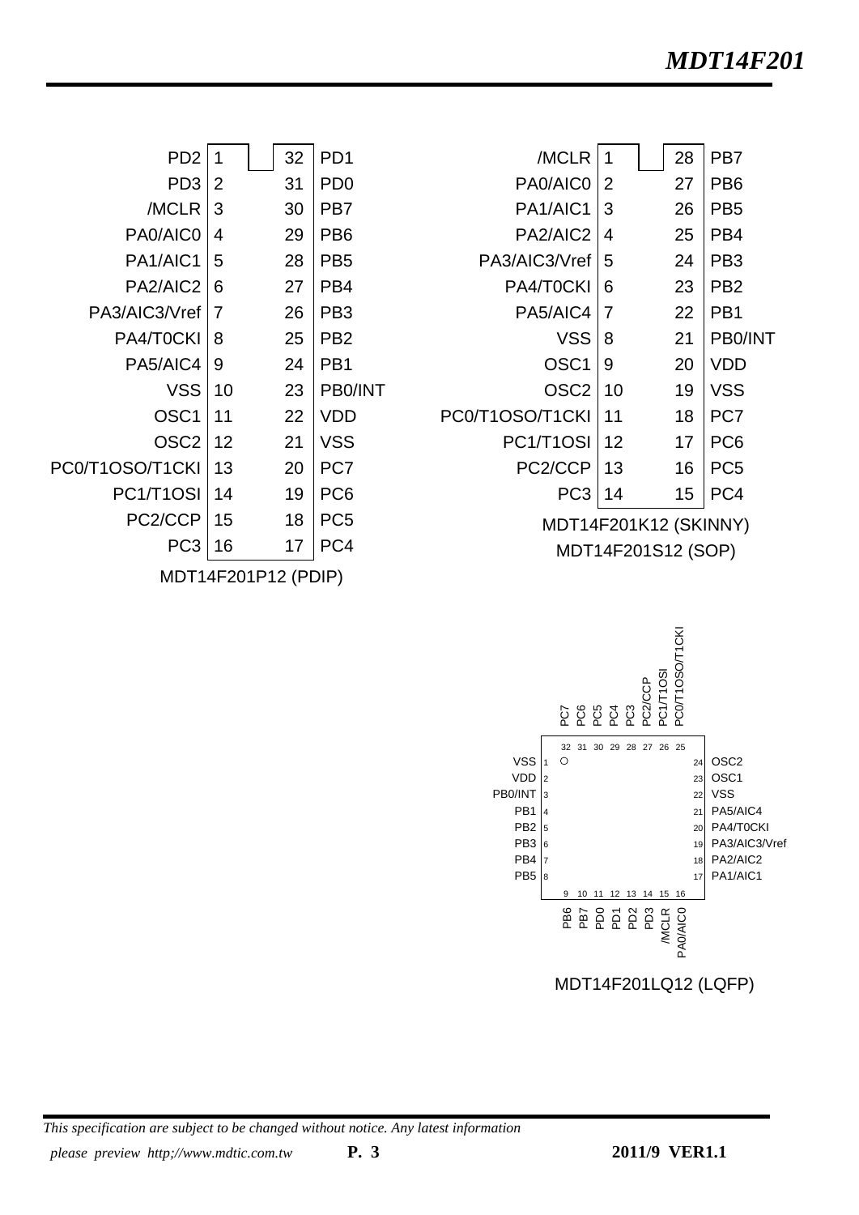| Pin Name | Pin | Pin | Pin Name |
|---|---|---|---|
| PD2 | 1 | 32 | PD1 |
| PD3 | 2 | 31 | PD0 |
| /MCLR | 3 | 30 | PB7 |
| PA0/AIC0 | 4 | 29 | PB6 |
| PA1/AIC1 | 5 | 28 | PB5 |
| PA2/AIC2 | 6 | 27 | PB4 |
| PA3/AIC3/Vref | 7 | 26 | PB3 |
| PA4/T0CKI | 8 | 25 | PB2 |
| PA5/AIC4 | 9 | 24 | PB1 |
| VSS | 10 | 23 | PB0/INT |
| OSC1 | 11 | 22 | VDD |
| OSC2 | 12 | 21 | VSS |
| PC0/T1OSO/T1CKI | 13 | 20 | PC7 |
| PC1/T1OSI | 14 | 19 | PC6 |
| PC2/CCP | 15 | 18 | PC5 |
| PC3 | 16 | 17 | PC4 |

MDT14F201P12 (PDIP)

| Pin Name | Pin | Pin | Pin Name |
|---|---|---|---|
| /MCLR | 1 | 28 | PB7 |
| PA0/AIC0 | 2 | 27 | PB6 |
| PA1/AIC1 | 3 | 26 | PB5 |
| PA2/AIC2 | 4 | 25 | PB4 |
| PA3/AIC3/Vref | 5 | 24 | PB3 |
| PA4/T0CKI | 6 | 23 | PB2 |
| PA5/AIC4 | 7 | 22 | PB1 |
| VSS | 8 | 21 | PB0/INT |
| OSC1 | 9 | 20 | VDD |
| OSC2 | 10 | 19 | VSS |
| PC0/T1OSO/T1CKI | 11 | 18 | PC7 |
| PC1/T1OSI | 12 | 17 | PC6 |
| PC2/CCP | 13 | 16 | PC5 |
| PC3 | 14 | 15 | PC4 |

MDT14F201K12 (SKINNY)

MDT14F201S12 (SOP)

| Pin | Name | Pin | Name | Pin | Name | Pin | Name |
|---|---|---|---|---|---|---|---|
| 1 | VSS | 9 | PB6 | 17 | PA1/AIC1 | 25 | PC0/T1OSO/T1CKI |
| 2 | VDD | 10 | PB7 | 18 | PA2/AIC2 | 26 | PC1/T1OSI |
| 3 | PB0/INT | 11 | PD0 | 19 | PA3/AIC3/Vref | 27 | PC2/CCP |
| 4 | PB1 | 12 | PD1 | 20 | PA4/T0CKI | 28 | PC3 |
| 5 | PB2 | 13 | PD2 | 21 | PA5/AIC4 | 29 | PC4 |
| 6 | PB3 | 14 | PD3 | 22 | VSS | 30 | PC5 |
| 7 | PB4 | 15 | /MCLR | 23 | OSC1 | 31 | PC6 |
| 8 | PB5 | 16 | PA0/AIC0 | 24 | OSC2 | 32 | PC7 |

MDT14F201LQ12 (LQFP)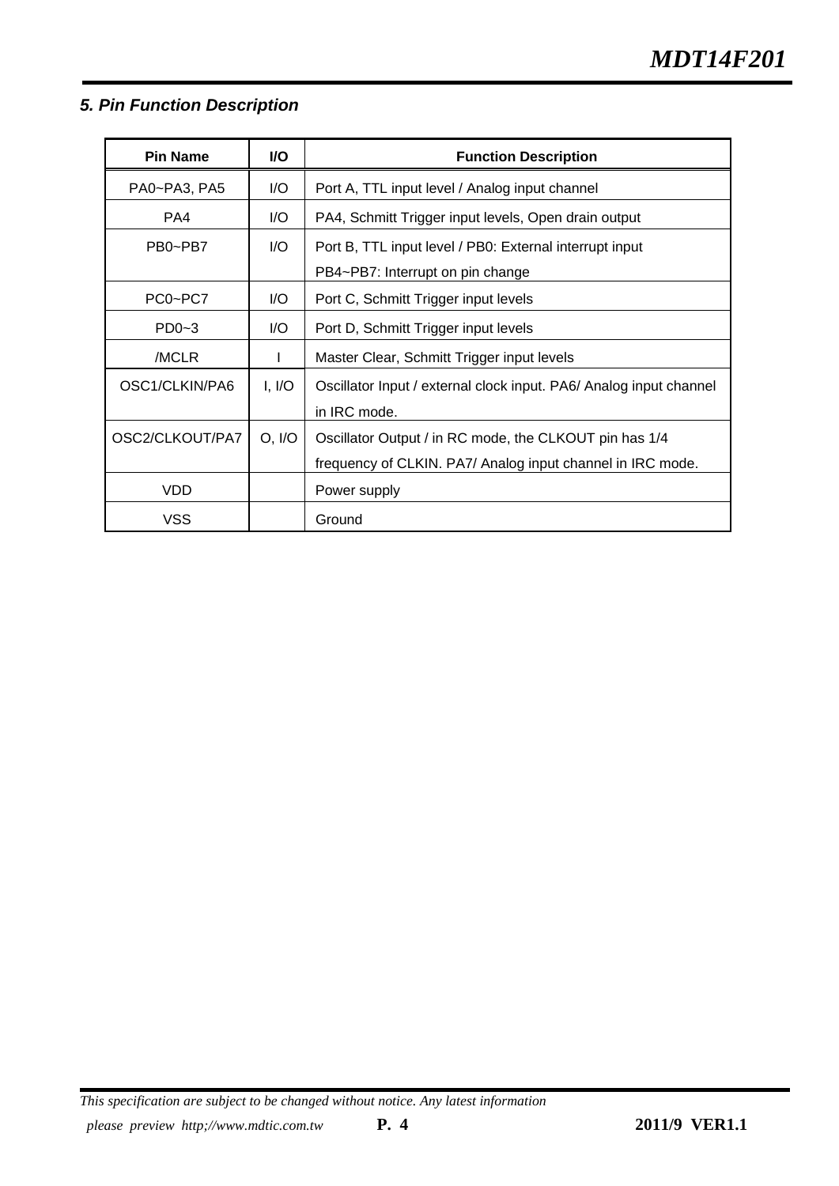## 5. Pin Function Description

| Pin Name | I/O | Function Description |
|---|---|---|
| PA0~PA3, PA5 | I/O | Port A, TTL input level / Analog input channel |
| PA4 | I/O | PA4, Schmitt Trigger input levels, Open drain output |
| PB0~PB7 | I/O | Port B, TTL input level / PB0: External interrupt input<br>PB4~PB7: Interrupt on pin change |
| PC0~PC7 | I/O | Port C, Schmitt Trigger input levels |
| PD0~3 | I/O | Port D, Schmitt Trigger input levels |
| /MCLR | I | Master Clear, Schmitt Trigger input levels |
| OSC1/CLKIN/PA6 | I, I/O | Oscillator Input / external clock input. PA6/ Analog input channel in IRC mode. |
| OSC2/CLKOUT/PA7 | O, I/O | Oscillator Output / in RC mode, the CLKOUT pin has 1/4 frequency of CLKIN. PA7/ Analog input channel in IRC mode. |
| VDD | | Power supply |
| VSS | | Ground |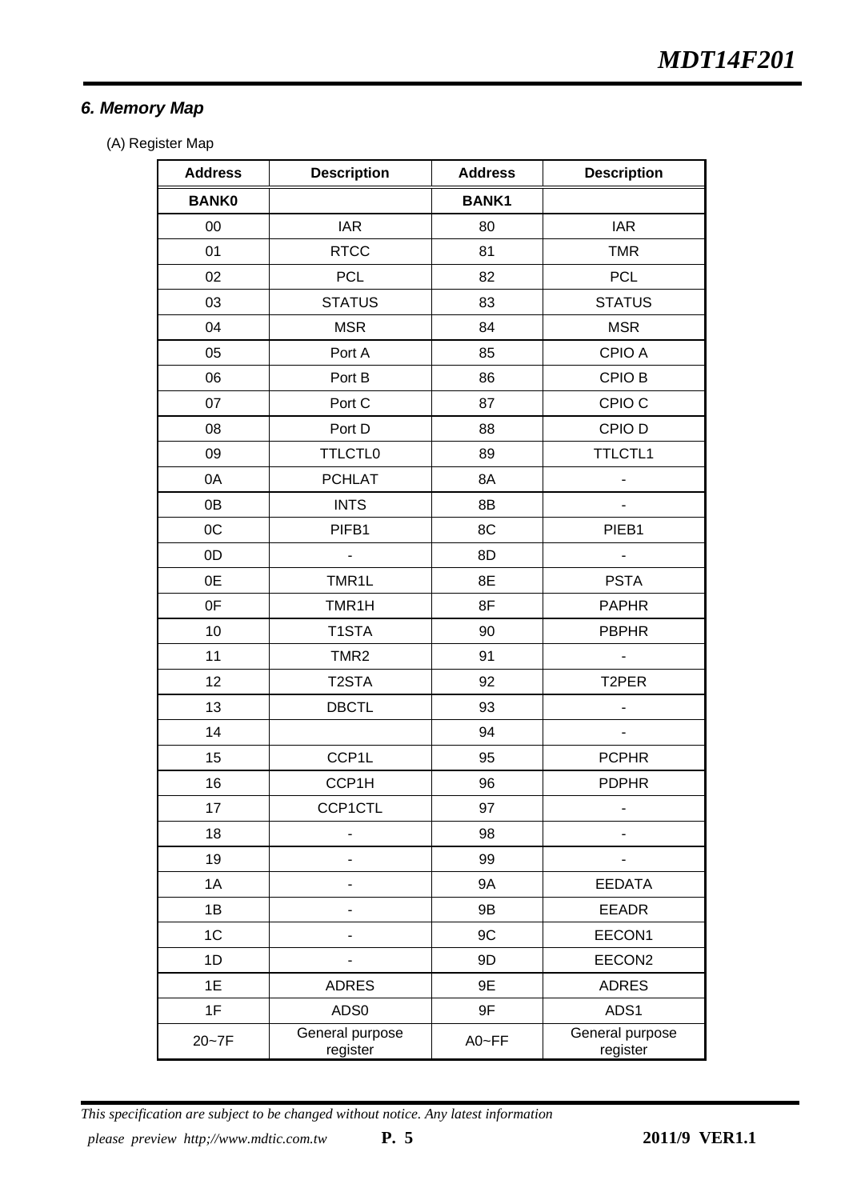## 6. Memory Map

(A) Register Map

| Address | Description | Address | Description |
|---|---|---|---|
| **BANK0** | | **BANK1** | |
| 00 | IAR | 80 | IAR |
| 01 | RTCC | 81 | TMR |
| 02 | PCL | 82 | PCL |
| 03 | STATUS | 83 | STATUS |
| 04 | MSR | 84 | MSR |
| 05 | Port A | 85 | CPIO A |
| 06 | Port B | 86 | CPIO B |
| 07 | Port C | 87 | CPIO C |
| 08 | Port D | 88 | CPIO D |
| 09 | TTLCTL0 | 89 | TTLCTL1 |
| 0A | PCHLAT | 8A | - |
| 0B | INTS | 8B | - |
| 0C | PIFB1 | 8C | PIEB1 |
| 0D | - | 8D | - |
| 0E | TMR1L | 8E | PSTA |
| 0F | TMR1H | 8F | PAPHR |
| 10 | T1STA | 90 | PBPHR |
| 11 | TMR2 | 91 | - |
| 12 | T2STA | 92 | T2PER |
| 13 | DBCTL | 93 | - |
| 14 | | 94 | - |
| 15 | CCP1L | 95 | PCPHR |
| 16 | CCP1H | 96 | PDPHR |
| 17 | CCP1CTL | 97 | - |
| 18 | - | 98 | - |
| 19 | - | 99 | - |
| 1A | - | 9A | EEDATA |
| 1B | - | 9B | EEADR |
| 1C | - | 9C | EECON1 |
| 1D | - | 9D | EECON2 |
| 1E | ADRES | 9E | ADRES |
| 1F | ADS0 | 9F | ADS1 |
| 20~7F | General purpose register | A0~FF | General purpose register |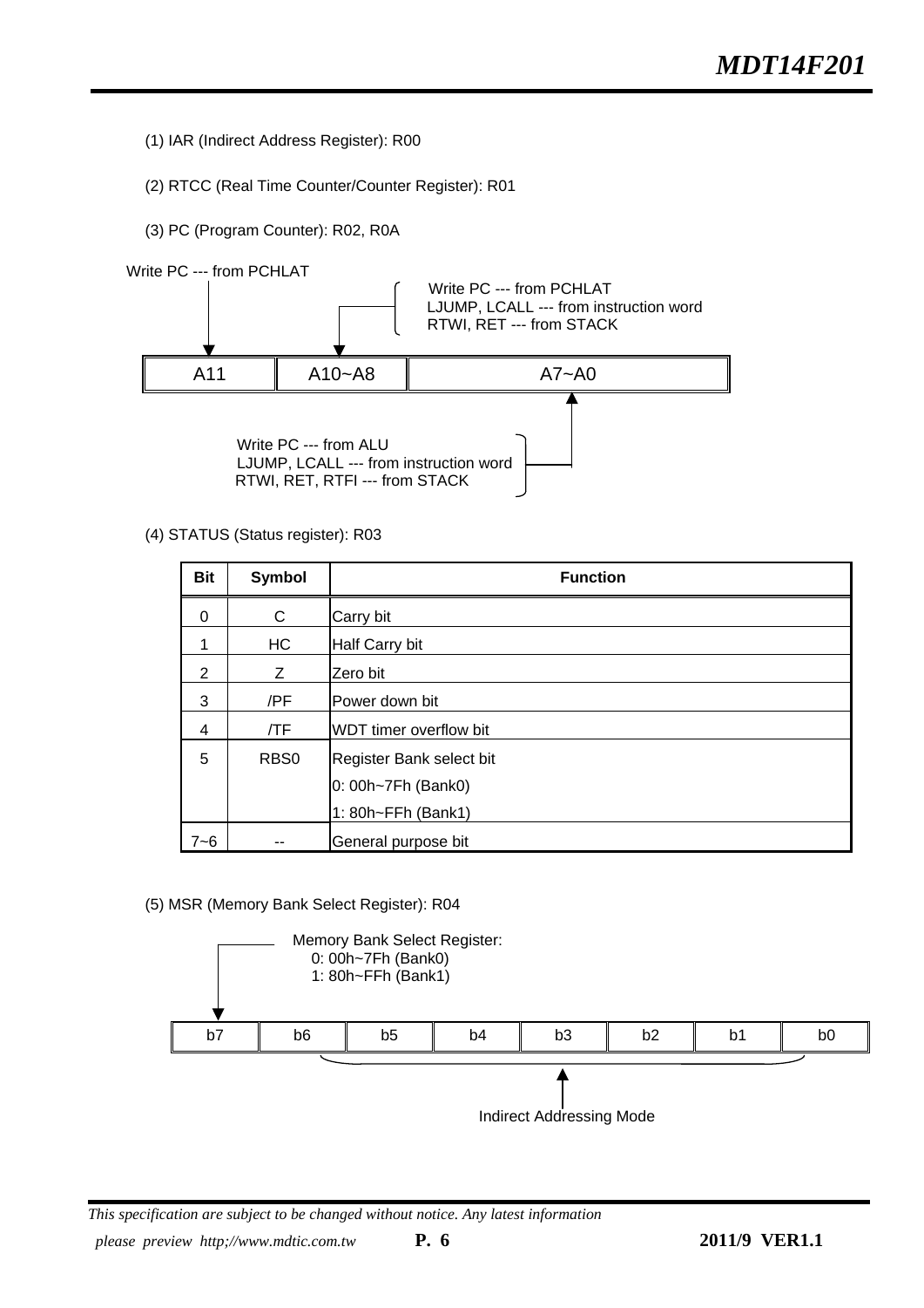(1) IAR (Indirect Address Register): R00

(2) RTCC (Real Time Counter/Counter Register): R01

(3) PC (Program Counter): R02, R0A

Write PC --- from PCHLAT

Write PC --- from PCHLAT
LJUMP, LCALL --- from instruction word
RTWI, RET --- from STACK

| A11 | A10~A8 | A7~A0 |
|---|---|---|

Write PC --- from ALU
LJUMP, LCALL --- from instruction word
RTWI, RET, RTFI --- from STACK

(4) STATUS (Status register): R03

| Bit | Symbol | Function |
|---|---|---|
| 0 | C | Carry bit |
| 1 | HC | Half Carry bit |
| 2 | Z | Zero bit |
| 3 | /PF | Power down bit |
| 4 | /TF | WDT timer overflow bit |
| 5 | RBS0 | Register Bank select bit<br>0: 00h~7Fh (Bank0)<br>1: 80h~FFh (Bank1) |
| 7~6 | -- | General purpose bit |

(5) MSR (Memory Bank Select Register): R04

Memory Bank Select Register:
0: 00h~7Fh (Bank0)
1: 80h~FFh (Bank1)

| b7 | b6 | b5 | b4 | b3 | b2 | b1 | b0 |
|---|---|---|---|---|---|---|---|

Indirect Addressing Mode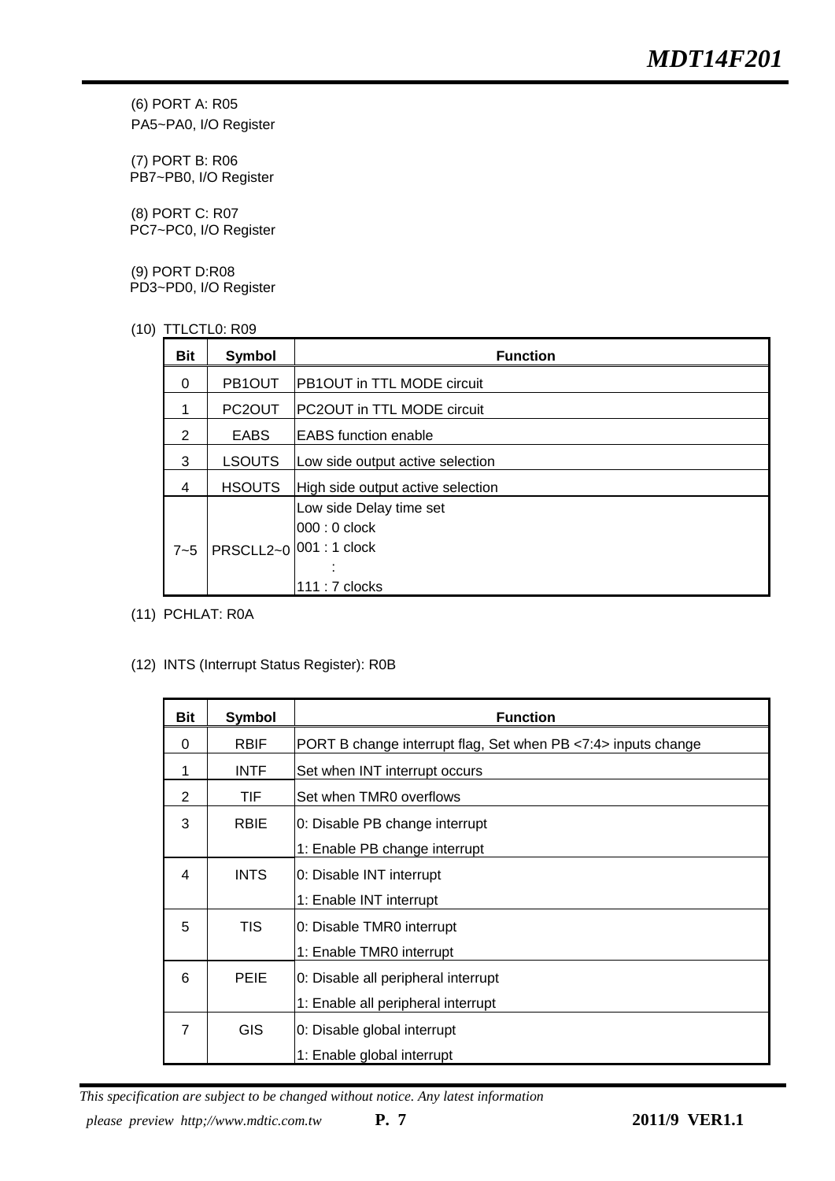(6) PORT A: R05

PA5~PA0, I/O Register

(7) PORT B: R06

PB7~PB0, I/O Register

(8) PORT C: R07

PC7~PC0, I/O Register

(9) PORT D:R08

PD3~PD0, I/O Register

(10) TTLCTL0: R09

| Bit | Symbol | Function |
|---|---|---|
| 0 | PB1OUT | PB1OUT in TTL MODE circuit |
| 1 | PC2OUT | PC2OUT in TTL MODE circuit |
| 2 | EABS | EABS function enable |
| 3 | LSOUTS | Low side output active selection |
| 4 | HSOUTS | High side output active selection |
| 7~5 | PRSCLL2~0 | Low side Delay time set<br>000 : 0 clock<br>001 : 1 clock<br>:<br>111 : 7 clocks |

(11) PCHLAT: R0A

(12) INTS (Interrupt Status Register): R0B

| Bit | Symbol | Function |
|---|---|---|
| 0 | RBIF | PORT B change interrupt flag, Set when PB <7:4> inputs change |
| 1 | INTF | Set when INT interrupt occurs |
| 2 | TIF | Set when TMR0 overflows |
| 3 | RBIE | 0: Disable PB change interrupt<br>1: Enable PB change interrupt |
| 4 | INTS | 0: Disable INT interrupt<br>1: Enable INT interrupt |
| 5 | TIS | 0: Disable TMR0 interrupt<br>1: Enable TMR0 interrupt |
| 6 | PEIE | 0: Disable all peripheral interrupt<br>1: Enable all peripheral interrupt |
| 7 | GIS | 0: Disable global interrupt<br>1: Enable global interrupt |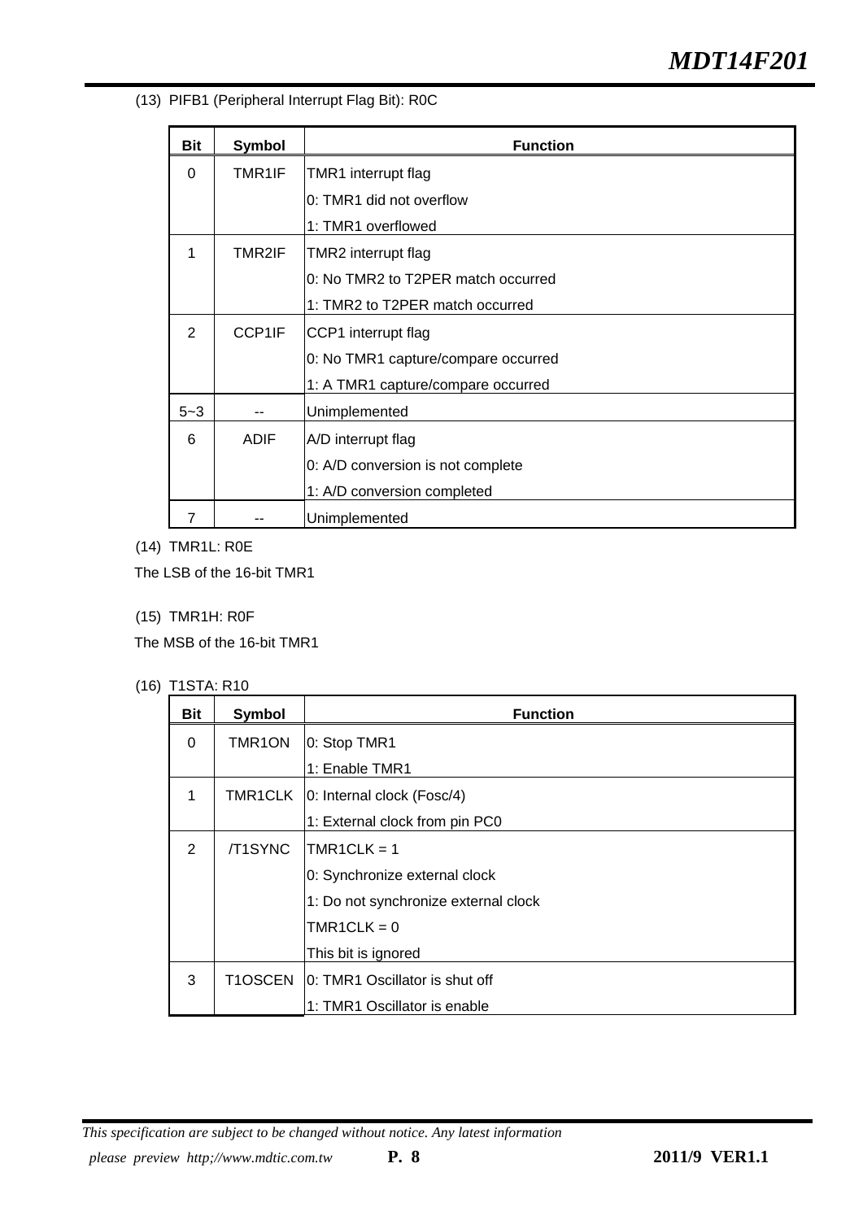(13) PIFB1 (Peripheral Interrupt Flag Bit): R0C

| Bit | Symbol | Function |
|---|---|---|
| 0 | TMR1IF | TMR1 interrupt flag<br>0: TMR1 did not overflow<br>1: TMR1 overflowed |
| 1 | TMR2IF | TMR2 interrupt flag<br>0: No TMR2 to T2PER match occurred<br>1: TMR2 to T2PER match occurred |
| 2 | CCP1IF | CCP1 interrupt flag<br>0: No TMR1 capture/compare occurred<br>1: A TMR1 capture/compare occurred |
| 5~3 | -- | Unimplemented |
| 6 | ADIF | A/D interrupt flag<br>0: A/D conversion is not complete<br>1: A/D conversion completed |
| 7 | -- | Unimplemented |

(14) TMR1L: R0E

The LSB of the 16-bit TMR1

(15) TMR1H: R0F

The MSB of the 16-bit TMR1

(16) T1STA: R10

| Bit | Symbol | Function |
|---|---|---|
| 0 | TMR1ON | 0: Stop TMR1<br>1: Enable TMR1 |
| 1 | TMR1CLK | 0: Internal clock (Fosc/4)<br>1: External clock from pin PC0 |
| 2 | /T1SYNC | TMR1CLK = 1<br>0: Synchronize external clock<br>1: Do not synchronize external clock<br>TMR1CLK = 0<br>This bit is ignored |
| 3 | T1OSCEN | 0: TMR1 Oscillator is shut off<br>1: TMR1 Oscillator is enable |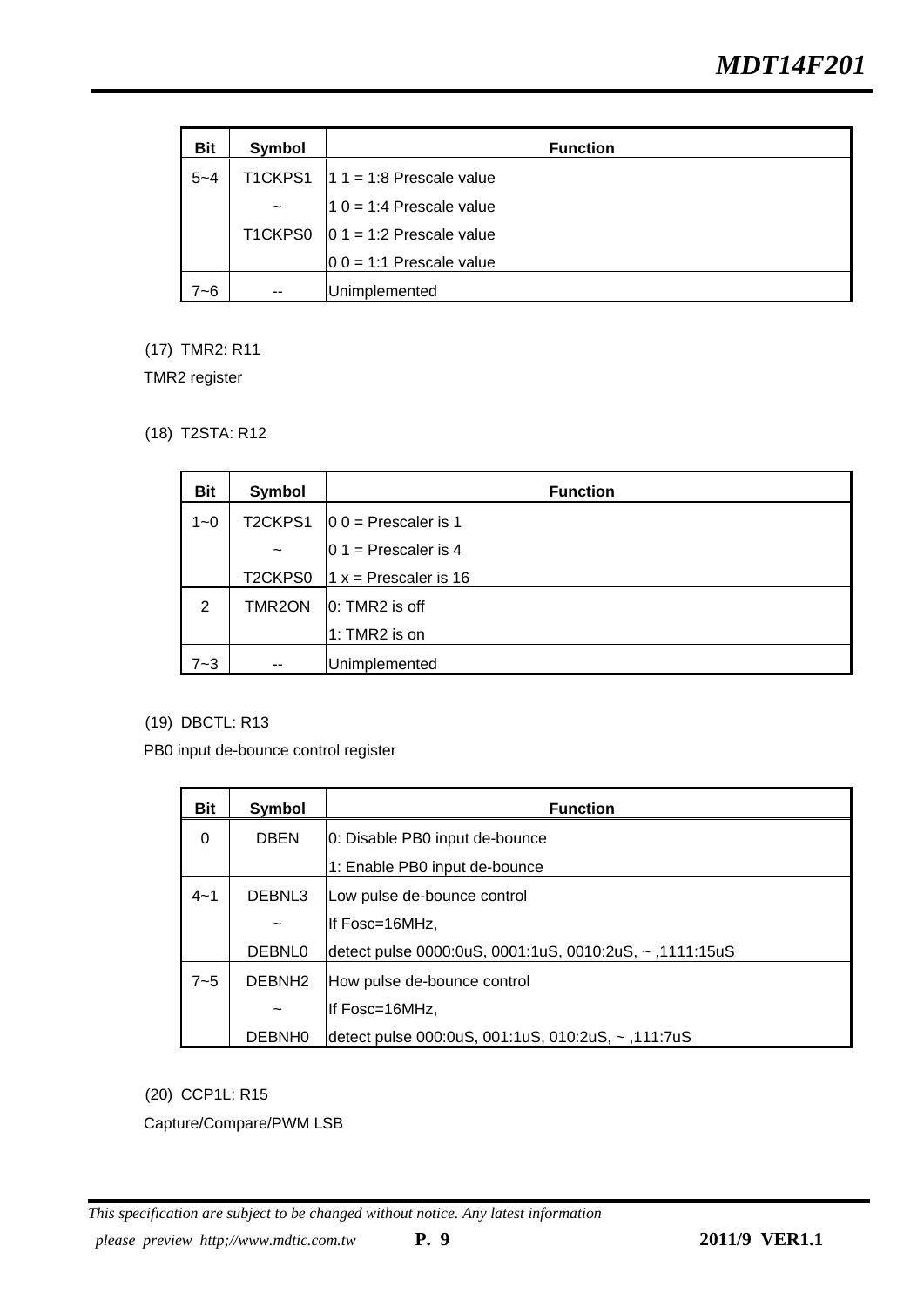| Bit | Symbol | Function |
|---|---|---|
| 5~4 | T1CKPS1 | 1 1 = 1:8 Prescale value |
| | ~ | 1 0 = 1:4 Prescale value |
| | T1CKPS0 | 0 1 = 1:2 Prescale value |
| | | 0 0 = 1:1 Prescale value |
| 7~6 | -- | Unimplemented |

(17) TMR2: R11

TMR2 register

(18) T2STA: R12

| Bit | Symbol | Function |
|---|---|---|
| 1~0 | T2CKPS1 | 0 0 = Prescaler is 1 |
| | ~ | 0 1 = Prescaler is 4 |
| | T2CKPS0 | 1 x = Prescaler is 16 |
| 2 | TMR2ON | 0: TMR2 is off |
| | | 1: TMR2 is on |
| 7~3 | -- | Unimplemented |

(19) DBCTL: R13

PB0 input de-bounce control register

| Bit | Symbol | Function |
|---|---|---|
| 0 | DBEN | 0: Disable PB0 input de-bounce |
| | | 1: Enable PB0 input de-bounce |
| 4~1 | DEBNL3 | Low pulse de-bounce control |
| | ~ | If Fosc=16MHz, |
| | DEBNL0 | detect pulse 0000:0uS, 0001:1uS, 0010:2uS, ~ ,1111:15uS |
| 7~5 | DEBNH2 | How pulse de-bounce control |
| | ~ | If Fosc=16MHz, |
| | DEBNH0 | detect pulse 000:0uS, 001:1uS, 010:2uS, ~ ,111:7uS |

(20) CCP1L: R15

Capture/Compare/PWM LSB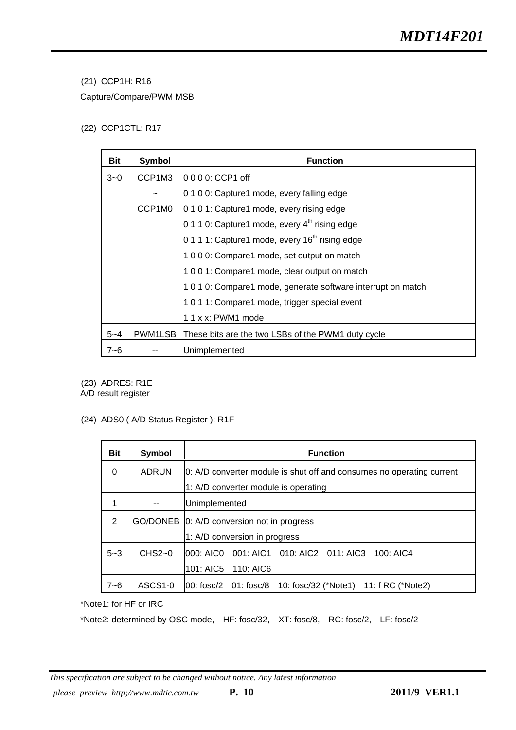(21) CCP1H: R16

Capture/Compare/PWM MSB

(22) CCP1CTL: R17

| Bit | Symbol | Function |
|---|---|---|
| 3~0 | CCP1M3<br>~<br>CCP1M0 | 0 0 0 0: CCP1 off<br>0 1 0 0: Capture1 mode, every falling edge<br>0 1 0 1: Capture1 mode, every rising edge<br>0 1 1 0: Capture1 mode, every 4th rising edge<br>0 1 1 1: Capture1 mode, every 16th rising edge<br>1 0 0 0: Compare1 mode, set output on match<br>1 0 0 1: Compare1 mode, clear output on match<br>1 0 1 0: Compare1 mode, generate software interrupt on match<br>1 0 1 1: Compare1 mode, trigger special event<br>1 1 x x: PWM1 mode |
| 5~4 | PWM1LSB | These bits are the two LSBs of the PWM1 duty cycle |
| 7~6 | -- | Unimplemented |

(23) ADRES: R1E

A/D result register

(24) ADS0 ( A/D Status Register ): R1F

| Bit | Symbol | Function |
|---|---|---|
| 0 | ADRUN | 0: A/D converter module is shut off and consumes no operating current<br>1: A/D converter module is operating |
| 1 | -- | Unimplemented |
| 2 | GO/DONEB | 0: A/D conversion not in progress<br>1: A/D conversion in progress |
| 5~3 | CHS2~0 | 000: AIC0 001: AIC1 010: AIC2 011: AIC3 100: AIC4<br>101: AIC5 110: AIC6 |
| 7~6 | ASCS1-0 | 00: fosc/2 01: fosc/8 10: fosc/32 (*Note1) 11: f RC (*Note2) |

*Note1: for HF or IRC

*Note2: determined by OSC mode, HF: fosc/32, XT: fosc/8, RC: fosc/2, LF: fosc/2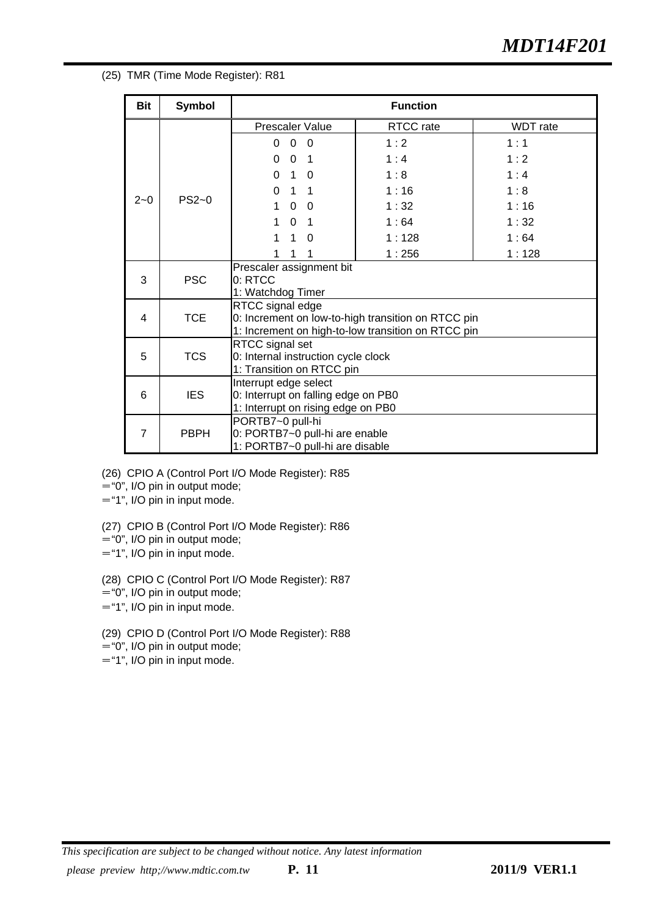(25) TMR (Time Mode Register): R81

| Bit | Symbol | Function | | |
|---|---|---|---|---|
| 2~0 | PS2~0 | Prescaler Value | RTCC rate | WDT rate |
| | | 0 0 0 | 1 : 2 | 1 : 1 |
| | | 0 0 1 | 1 : 4 | 1 : 2 |
| | | 0 1 0 | 1 : 8 | 1 : 4 |
| | | 0 1 1 | 1 : 16 | 1 : 8 |
| | | 1 0 0 | 1 : 32 | 1 : 16 |
| | | 1 0 1 | 1 : 64 | 1 : 32 |
| | | 1 1 0 | 1 : 128 | 1 : 64 |
| | | 1 1 1 | 1 : 256 | 1 : 128 |
| 3 | PSC | Prescaler assignment bit<br>0: RTCC<br>1: Watchdog Timer | | |
| 4 | TCE | RTCC signal edge<br>0: Increment on low-to-high transition on RTCC pin<br>1: Increment on high-to-low transition on RTCC pin | | |
| 5 | TCS | RTCC signal set<br>0: Internal instruction cycle clock<br>1: Transition on RTCC pin | | |
| 6 | IES | Interrupt edge select<br>0: Interrupt on falling edge on PB0<br>1: Interrupt on rising edge on PB0 | | |
| 7 | PBPH | PORTB7~0 pull-hi<br>0: PORTB7~0 pull-hi are enable<br>1: PORTB7~0 pull-hi are disable | | |

(26) CPIO A (Control Port I/O Mode Register): R85
＝"0", I/O pin in output mode;
＝"1", I/O pin in input mode.

(27) CPIO B (Control Port I/O Mode Register): R86
＝"0", I/O pin in output mode;
＝"1", I/O pin in input mode.

(28) CPIO C (Control Port I/O Mode Register): R87
＝"0", I/O pin in output mode;
＝"1", I/O pin in input mode.

(29) CPIO D (Control Port I/O Mode Register): R88
＝"0", I/O pin in output mode;
＝"1", I/O pin in input mode.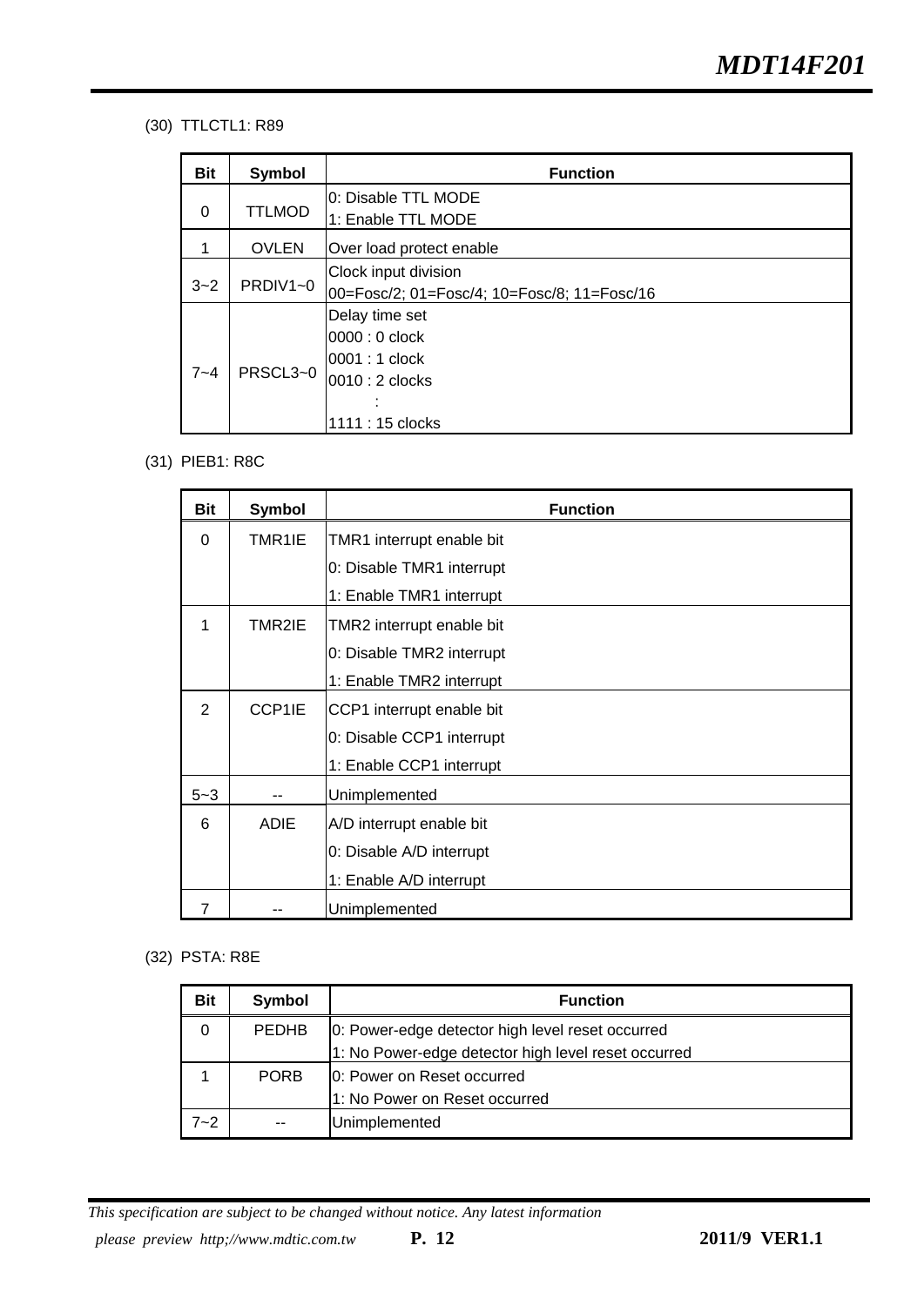(30) TTLCTL1: R89

| Bit | Symbol | Function |
|---|---|---|
| 0 | TTLMOD | 0: Disable TTL MODE<br>1: Enable TTL MODE |
| 1 | OVLEN | Over load protect enable |
| 3~2 | PRDIV1~0 | Clock input division<br>00=Fosc/2; 01=Fosc/4; 10=Fosc/8; 11=Fosc/16 |
| 7~4 | PRSCL3~0 | Delay time set<br>0000 : 0 clock<br>0001 : 1 clock<br>0010 : 2 clocks<br>:<br>1111 : 15 clocks |

(31) PIEB1: R8C

| Bit | Symbol | Function |
|---|---|---|
| 0 | TMR1IE | TMR1 interrupt enable bit<br>0: Disable TMR1 interrupt<br>1: Enable TMR1 interrupt |
| 1 | TMR2IE | TMR2 interrupt enable bit<br>0: Disable TMR2 interrupt<br>1: Enable TMR2 interrupt |
| 2 | CCP1IE | CCP1 interrupt enable bit<br>0: Disable CCP1 interrupt<br>1: Enable CCP1 interrupt |
| 5~3 | -- | Unimplemented |
| 6 | ADIE | A/D interrupt enable bit<br>0: Disable A/D interrupt<br>1: Enable A/D interrupt |
| 7 | -- | Unimplemented |

(32) PSTA: R8E

| Bit | Symbol | Function |
|---|---|---|
| 0 | PEDHB | 0: Power-edge detector high level reset occurred<br>1: No Power-edge detector high level reset occurred |
| 1 | PORB | 0: Power on Reset occurred<br>1: No Power on Reset occurred |
| 7~2 | -- | Unimplemented |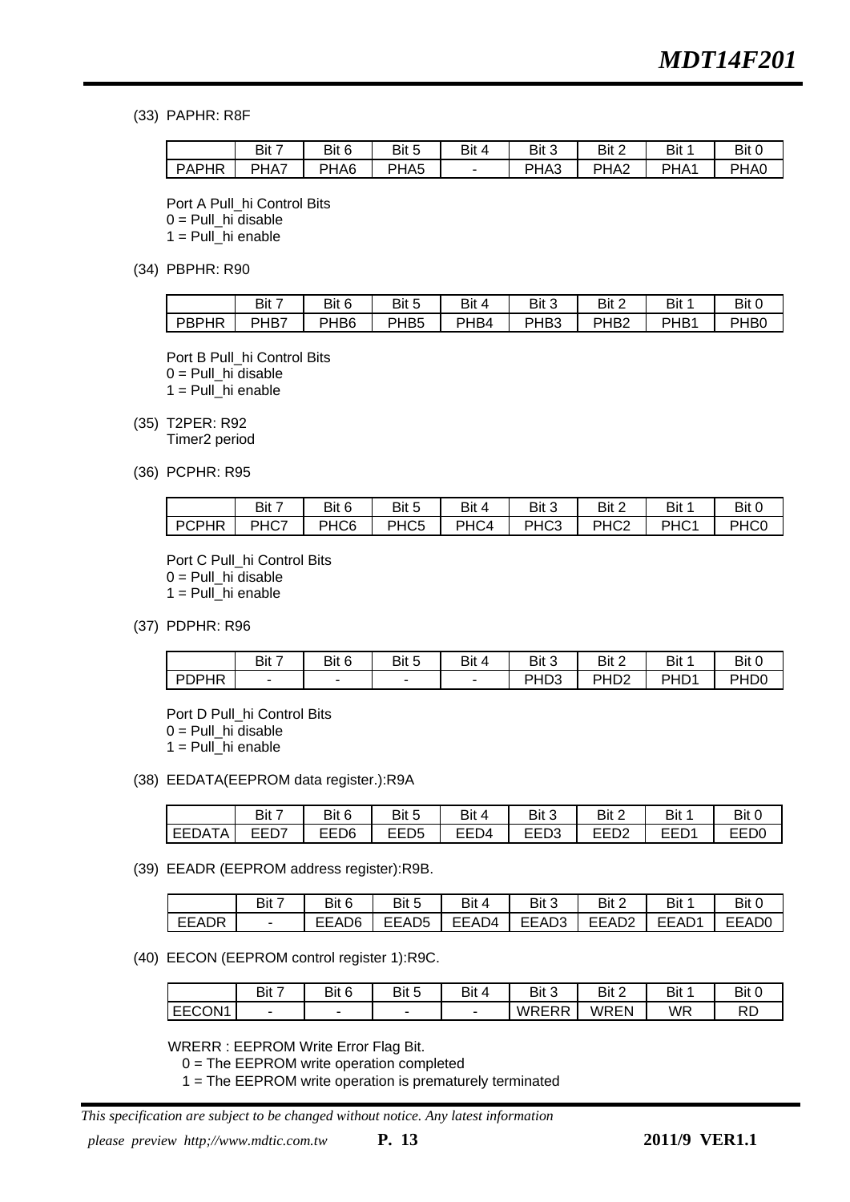(33) PAPHR: R8F

| | Bit 7 | Bit 6 | Bit 5 | Bit 4 | Bit 3 | Bit 2 | Bit 1 | Bit 0 |
|---|---|---|---|---|---|---|---|---|
| PAPHR | PHA7 | PHA6 | PHA5 | - | PHA3 | PHA2 | PHA1 | PHA0 |

Port A Pull_hi Control Bits
0 = Pull_hi disable
1 = Pull_hi enable

(34) PBPHR: R90

| | Bit 7 | Bit 6 | Bit 5 | Bit 4 | Bit 3 | Bit 2 | Bit 1 | Bit 0 |
|---|---|---|---|---|---|---|---|---|
| PBPHR | PHB7 | PHB6 | PHB5 | PHB4 | PHB3 | PHB2 | PHB1 | PHB0 |

Port B Pull_hi Control Bits
0 = Pull_hi disable
1 = Pull_hi enable

(35) T2PER: R92
Timer2 period

(36) PCPHR: R95

| | Bit 7 | Bit 6 | Bit 5 | Bit 4 | Bit 3 | Bit 2 | Bit 1 | Bit 0 |
|---|---|---|---|---|---|---|---|---|
| PCPHR | PHC7 | PHC6 | PHC5 | PHC4 | PHC3 | PHC2 | PHC1 | PHC0 |

Port C Pull_hi Control Bits
0 = Pull_hi disable
1 = Pull_hi enable

(37) PDPHR: R96

| | Bit 7 | Bit 6 | Bit 5 | Bit 4 | Bit 3 | Bit 2 | Bit 1 | Bit 0 |
|---|---|---|---|---|---|---|---|---|
| PDPHR | - | - | - | - | PHD3 | PHD2 | PHD1 | PHD0 |

Port D Pull_hi Control Bits
0 = Pull_hi disable
1 = Pull_hi enable

(38) EEDATA(EEPROM data register.):R9A

| | Bit 7 | Bit 6 | Bit 5 | Bit 4 | Bit 3 | Bit 2 | Bit 1 | Bit 0 |
|---|---|---|---|---|---|---|---|---|
| EEDATA | EED7 | EED6 | EED5 | EED4 | EED3 | EED2 | EED1 | EED0 |

(39) EEADR (EEPROM address register):R9B.

| | Bit 7 | Bit 6 | Bit 5 | Bit 4 | Bit 3 | Bit 2 | Bit 1 | Bit 0 |
|---|---|---|---|---|---|---|---|---|
| EEADR | - | EEAD6 | EEAD5 | EEAD4 | EEAD3 | EEAD2 | EEAD1 | EEAD0 |

(40) EECON (EEPROM control register 1):R9C.

| | Bit 7 | Bit 6 | Bit 5 | Bit 4 | Bit 3 | Bit 2 | Bit 1 | Bit 0 |
|---|---|---|---|---|---|---|---|---|
| EECON1 | - | - | - | - | WRERR | WREN | WR | RD |

WRERR : EEPROM Write Error Flag Bit.
0 = The EEPROM write operation completed
1 = The EEPROM write operation is prematurely terminated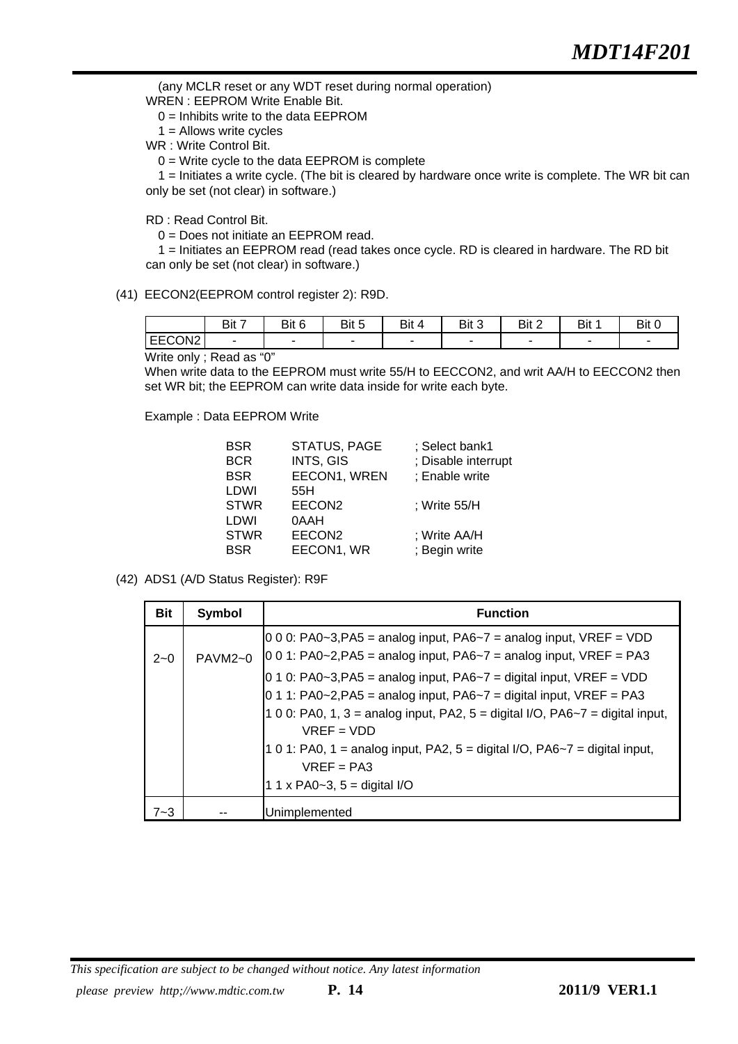(any MCLR reset or any WDT reset during normal operation)

WREN : EEPROM Write Enable Bit.

0 = Inhibits write to the data EEPROM

1 = Allows write cycles

WR : Write Control Bit.

0 = Write cycle to the data EEPROM is complete

1 = Initiates a write cycle. (The bit is cleared by hardware once write is complete. The WR bit can only be set (not clear) in software.)

RD : Read Control Bit.

0 = Does not initiate an EEPROM read.

1 = Initiates an EEPROM read (read takes once cycle. RD is cleared in hardware. The RD bit can only be set (not clear) in software.)

(41) EECON2(EEPROM control register 2): R9D.

|  | Bit 7 | Bit 6 | Bit 5 | Bit 4 | Bit 3 | Bit 2 | Bit 1 | Bit 0 |
|---|---|---|---|---|---|---|---|---|
| EECON2 | - | - | - | - | - | - | - | - |

Write only ; Read as “0”

When write data to the EEPROM must write 55/H to EECCON2, and writ AA/H to EECCON2 then set WR bit; the EEPROM can write data inside for write each byte.

Example : Data EEPROM Write

```
BSR     STATUS, PAGE     ; Select bank1
BCR     INTS, GIS        ; Disable interrupt
BSR     EECON1, WREN     ; Enable write
LDWI    55H
STWR    EECON2           ; Write 55/H
LDWI    0AAH
STWR    EECON2           ; Write AA/H
BSR     EECON1, WR       ; Begin write
```

(42) ADS1 (A/D Status Register): R9F

| Bit | Symbol | Function |
|---|---|---|
| 2~0 | PAVM2~0 | 0 0 0: PA0~3,PA5 = analog input, PA6~7 = analog input, VREF = VDD<br>0 0 1: PA0~2,PA5 = analog input, PA6~7 = analog input, VREF = PA3<br>0 1 0: PA0~3,PA5 = analog input, PA6~7 = digital input, VREF = VDD<br>0 1 1: PA0~2,PA5 = analog input, PA6~7 = digital input, VREF = PA3<br>1 0 0: PA0, 1, 3 = analog input, PA2, 5 = digital I/O, PA6~7 = digital input, VREF = VDD<br>1 0 1: PA0, 1 = analog input, PA2, 5 = digital I/O, PA6~7 = digital input, VREF = PA3<br>1 1 x PA0~3, 5 = digital I/O |
| 7~3 | -- | Unimplemented |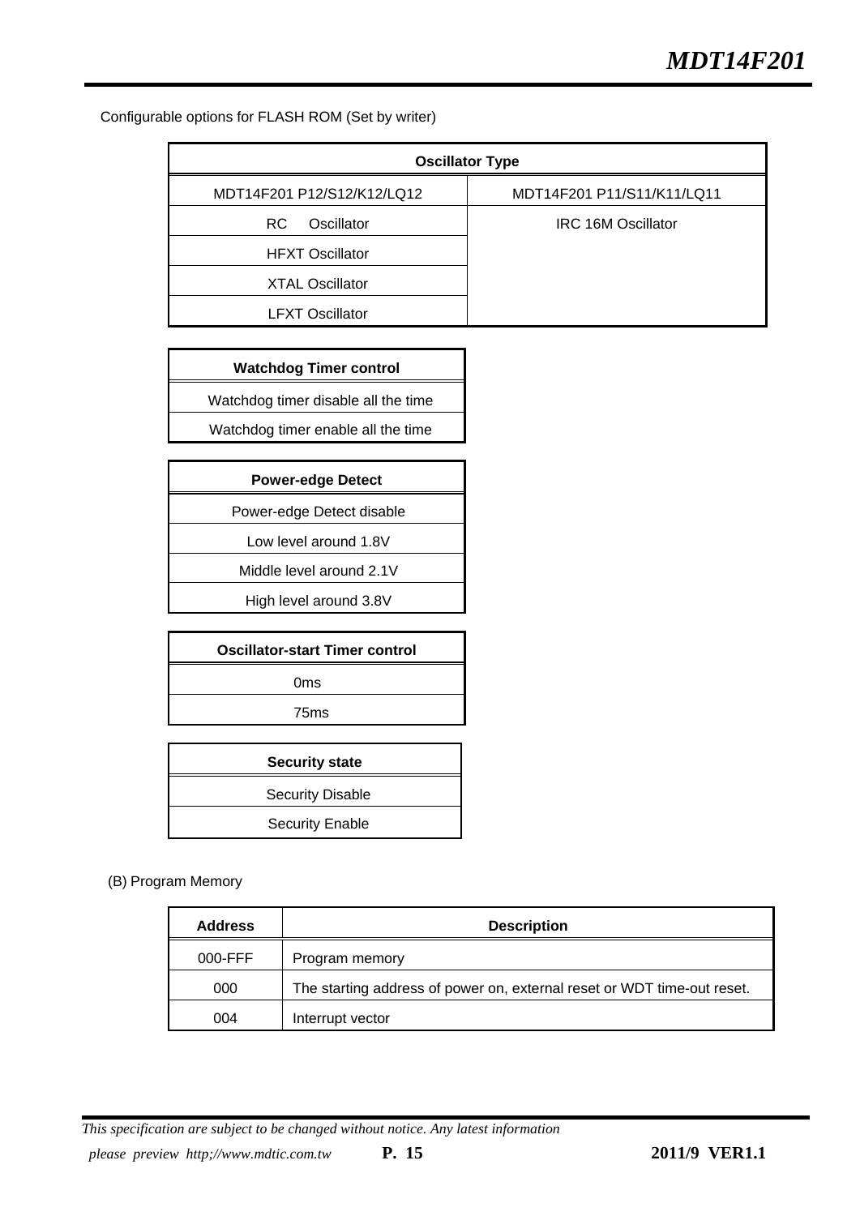Configurable options for FLASH ROM (Set by writer)

| Oscillator Type | |
|---|---|
| MDT14F201 P12/S12/K12/LQ12 | MDT14F201 P11/S11/K11/LQ11 |
| RC Oscillator | IRC 16M Oscillator |
| HFXT Oscillator | |
| XTAL Oscillator | |
| LFXT Oscillator | |

| Watchdog Timer control |
|---|
| Watchdog timer disable all the time |
| Watchdog timer enable all the time |

| Power-edge Detect |
|---|
| Power-edge Detect disable |
| Low level around 1.8V |
| Middle level around 2.1V |
| High level around 3.8V |

| Oscillator-start Timer control |
|---|
| 0ms |
| 75ms |

| Security state |
|---|
| Security Disable |
| Security Enable |

(B) Program Memory

| Address | Description |
|---|---|
| 000-FFF | Program memory |
| 000 | The starting address of power on, external reset or WDT time-out reset. |
| 004 | Interrupt vector |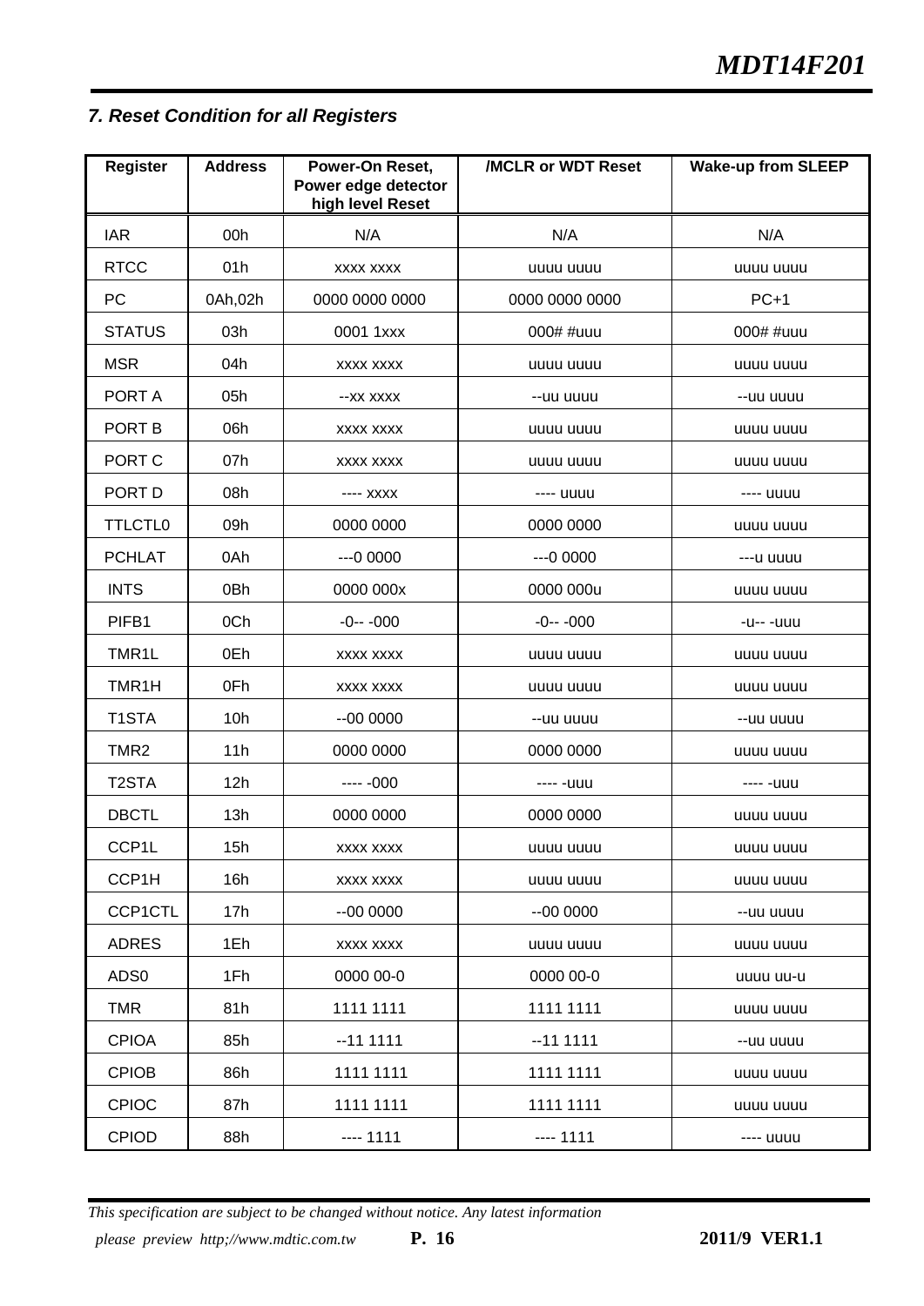### *7. Reset Condition for all Registers*

| Register | Address | Power-On Reset, Power edge detector high level Reset | /MCLR or WDT Reset | Wake-up from SLEEP |
|---|---|---|---|---|
| IAR | 00h | N/A | N/A | N/A |
| RTCC | 01h | xxxx xxxx | uuuu uuuu | uuuu uuuu |
| PC | 0Ah,02h | 0000 0000 0000 | 0000 0000 0000 | PC+1 |
| STATUS | 03h | 0001 1xxx | 000# #uuu | 000# #uuu |
| MSR | 04h | xxxx xxxx | uuuu uuuu | uuuu uuuu |
| PORT A | 05h | --xx xxxx | --uu uuuu | --uu uuuu |
| PORT B | 06h | xxxx xxxx | uuuu uuuu | uuuu uuuu |
| PORT C | 07h | xxxx xxxx | uuuu uuuu | uuuu uuuu |
| PORT D | 08h | ---- xxxx | ---- uuuu | ---- uuuu |
| TTLCTL0 | 09h | 0000 0000 | 0000 0000 | uuuu uuuu |
| PCHLAT | 0Ah | ---0 0000 | ---0 0000 | ---u uuuu |
| INTS | 0Bh | 0000 000x | 0000 000u | uuuu uuuu |
| PIFB1 | 0Ch | -0-- -000 | -0-- -000 | -u-- -uuu |
| TMR1L | 0Eh | xxxx xxxx | uuuu uuuu | uuuu uuuu |
| TMR1H | 0Fh | xxxx xxxx | uuuu uuuu | uuuu uuuu |
| T1STA | 10h | --00 0000 | --uu uuuu | --uu uuuu |
| TMR2 | 11h | 0000 0000 | 0000 0000 | uuuu uuuu |
| T2STA | 12h | ---- -000 | ---- -uuu | ---- -uuu |
| DBCTL | 13h | 0000 0000 | 0000 0000 | uuuu uuuu |
| CCP1L | 15h | xxxx xxxx | uuuu uuuu | uuuu uuuu |
| CCP1H | 16h | xxxx xxxx | uuuu uuuu | uuuu uuuu |
| CCP1CTL | 17h | --00 0000 | --00 0000 | --uu uuuu |
| ADRES | 1Eh | xxxx xxxx | uuuu uuuu | uuuu uuuu |
| ADS0 | 1Fh | 0000 00-0 | 0000 00-0 | uuuu uu-u |
| TMR | 81h | 1111 1111 | 1111 1111 | uuuu uuuu |
| CPIOA | 85h | --11 1111 | --11 1111 | --uu uuuu |
| CPIOB | 86h | 1111 1111 | 1111 1111 | uuuu uuuu |
| CPIOC | 87h | 1111 1111 | 1111 1111 | uuuu uuuu |
| CPIOD | 88h | ---- 1111 | ---- 1111 | ---- uuuu |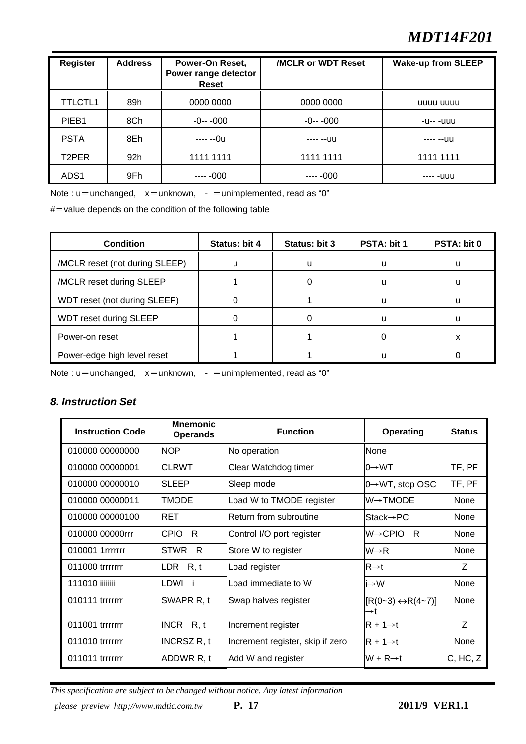| Register | Address | Power-On Reset, Power range detector Reset | /MCLR or WDT Reset | Wake-up from SLEEP |
|---|---|---|---|---|
| TTLCTL1 | 89h | 0000 0000 | 0000 0000 | uuuu uuuu |
| PIEB1 | 8Ch | -0-- -000 | -0-- -000 | -u-- -uuu |
| PSTA | 8Eh | ---- --0u | ---- --uu | ---- --uu |
| T2PER | 92h | 1111 1111 | 1111 1111 | 1111 1111 |
| ADS1 | 9Fh | ---- -000 | ---- -000 | ---- -uuu |

Note : u＝unchanged,　x＝unknown,　- ＝unimplemented, read as “0”

#＝value depends on the condition of the following table

| Condition | Status: bit 4 | Status: bit 3 | PSTA: bit 1 | PSTA: bit 0 |
|---|---|---|---|---|
| /MCLR reset (not during SLEEP) | u | u | u | u |
| /MCLR reset during SLEEP | 1 | 0 | u | u |
| WDT reset (not during SLEEP) | 0 | 1 | u | u |
| WDT reset during SLEEP | 0 | 0 | u | u |
| Power-on reset | 1 | 1 | 0 | x |
| Power-edge high level reset | 1 | 1 | u | 0 |

Note : u＝unchanged,　x＝unknown,　- ＝unimplemented, read as “0”

### *8. Instruction Set*

| Instruction Code | Mnemonic Operands | Function | Operating | Status |
|---|---|---|---|---|
| 010000 00000000 | NOP | No operation | None | |
| 010000 00000001 | CLRWT | Clear Watchdog timer | 0→WT | TF, PF |
| 010000 00000010 | SLEEP | Sleep mode | 0→WT, stop OSC | TF, PF |
| 010000 00000011 | TMODE | Load W to TMODE register | W→TMODE | None |
| 010000 00000100 | RET | Return from subroutine | Stack→PC | None |
| 010000 00000rrr | CPIO　R | Control I/O port register | W→CPIO　R | None |
| 010001 1rrrrrrr | STWR　R | Store W to register | W→R | None |
| 011000 trrrrrrr | LDR　R, t | Load register | R→t | Z |
| 111010 iiiiiiii | LDWI　i | Load immediate to W | i→W | None |
| 010111 trrrrrrr | SWAPR R, t | Swap halves register | [R(0~3) ↔R(4~7)] →t | None |
| 011001 trrrrrrr | INCR　R, t | Increment register | R + 1→t | Z |
| 011010 trrrrrrr | INCRSZ R, t | Increment register, skip if zero | R + 1→t | None |
| 011011 trrrrrrr | ADDWR R, t | Add W and register | W + R→t | C, HC, Z |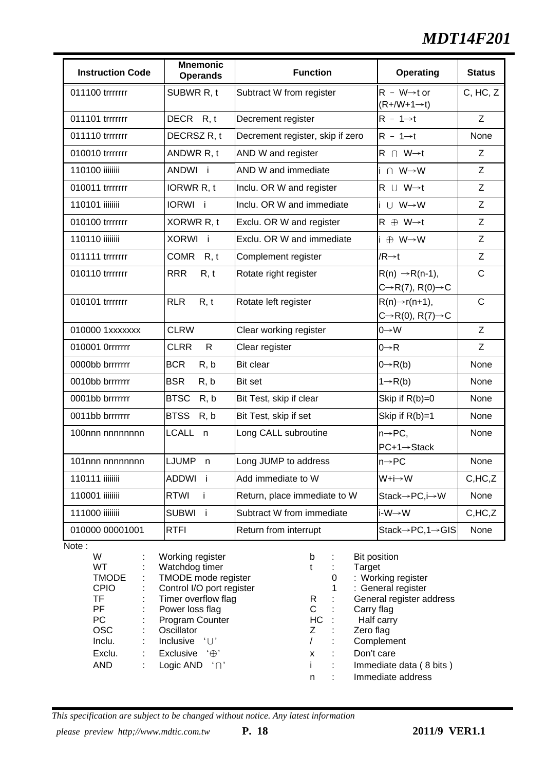| Instruction Code | Mnemonic Operands | Function | Operating | Status |
|---|---|---|---|---|
| 011100 trrrrrrr | SUBWR R, t | Subtract W from register | R － W→t or (R+/W+1→t) | C, HC, Z |
| 011101 trrrrrrr | DECR R, t | Decrement register | R － 1→t | Z |
| 011110 trrrrrrr | DECRSZ R, t | Decrement register, skip if zero | R － 1→t | None |
| 010010 trrrrrrr | ANDWR R, t | AND W and register | R ∩ W→t | Z |
| 110100 iiiiiiii | ANDWI i | AND W and immediate | i ∩ W→W | Z |
| 010011 trrrrrrr | IORWR R, t | Inclu. OR W and register | R ∪ W→t | Z |
| 110101 iiiiiiii | IORWI i | Inclu. OR W and immediate | i ∪ W→W | Z |
| 010100 trrrrrrr | XORWR R, t | Exclu. OR W and register | R ⊕ W→t | Z |
| 110110 iiiiiiii | XORWI i | Exclu. OR W and immediate | i ⊕ W→W | Z |
| 011111 trrrrrrr | COMR R, t | Complement register | /R→t | Z |
| 010110 trrrrrrr | RRR R, t | Rotate right register | R(n) →R(n-1), C→R(7), R(0)→C | C |
| 010101 trrrrrrr | RLR R, t | Rotate left register | R(n)→r(n+1), C→R(0), R(7)→C | C |
| 010000 1xxxxxxx | CLRW | Clear working register | 0→W | Z |
| 010001 0rrrrrrr | CLRR R | Clear register | 0→R | Z |
| 0000bb brrrrrrr | BCR R, b | Bit clear | 0→R(b) | None |
| 0010bb brrrrrrr | BSR R, b | Bit set | 1→R(b) | None |
| 0001bb brrrrrrr | BTSC R, b | Bit Test, skip if clear | Skip if R(b)=0 | None |
| 0011bb brrrrrrr | BTSS R, b | Bit Test, skip if set | Skip if R(b)=1 | None |
| 100nnn nnnnnnnn | LCALL n | Long CALL subroutine | n→PC, PC+1→Stack | None |
| 101nnn nnnnnnnn | LJUMP n | Long JUMP to address | n→PC | None |
| 110111 iiiiiiii | ADDWI i | Add immediate to W | W+i→W | C,HC,Z |
| 110001 iiiiiiii | RTWI i | Return, place immediate to W | Stack→PC,i→W | None |
| 111000 iiiiiiii | SUBWI i | Subtract W from immediate | i-W→W | C,HC,Z |
| 010000 00001001 | RTFI | Return from interrupt | Stack→PC,1→GIS | None |

Note :

| | | | | | |
|---|---|---|---|---|---|
| W | : Working register | | b | : | Bit position |
| WT | : Watchdog timer | | t | : | Target |
| TMODE | : TMODE mode register | | | 0 | : Working register |
| CPIO | : Control I/O port register | | | 1 | : General register |
| TF | : Timer overflow flag | | R | : | General register address |
| PF | : Power loss flag | | C | : | Carry flag |
| PC | : Program Counter | | HC | : | Half carry |
| OSC | : Oscillator | | Z | : | Zero flag |
| Inclu. | : Inclusive '∪' | | / | : | Complement |
| Exclu. | : Exclusive '⊕' | | x | : | Don't care |
| AND | : Logic AND '∩' | | i | : | Immediate data ( 8 bits ) |
| | | | n | : | Immediate address |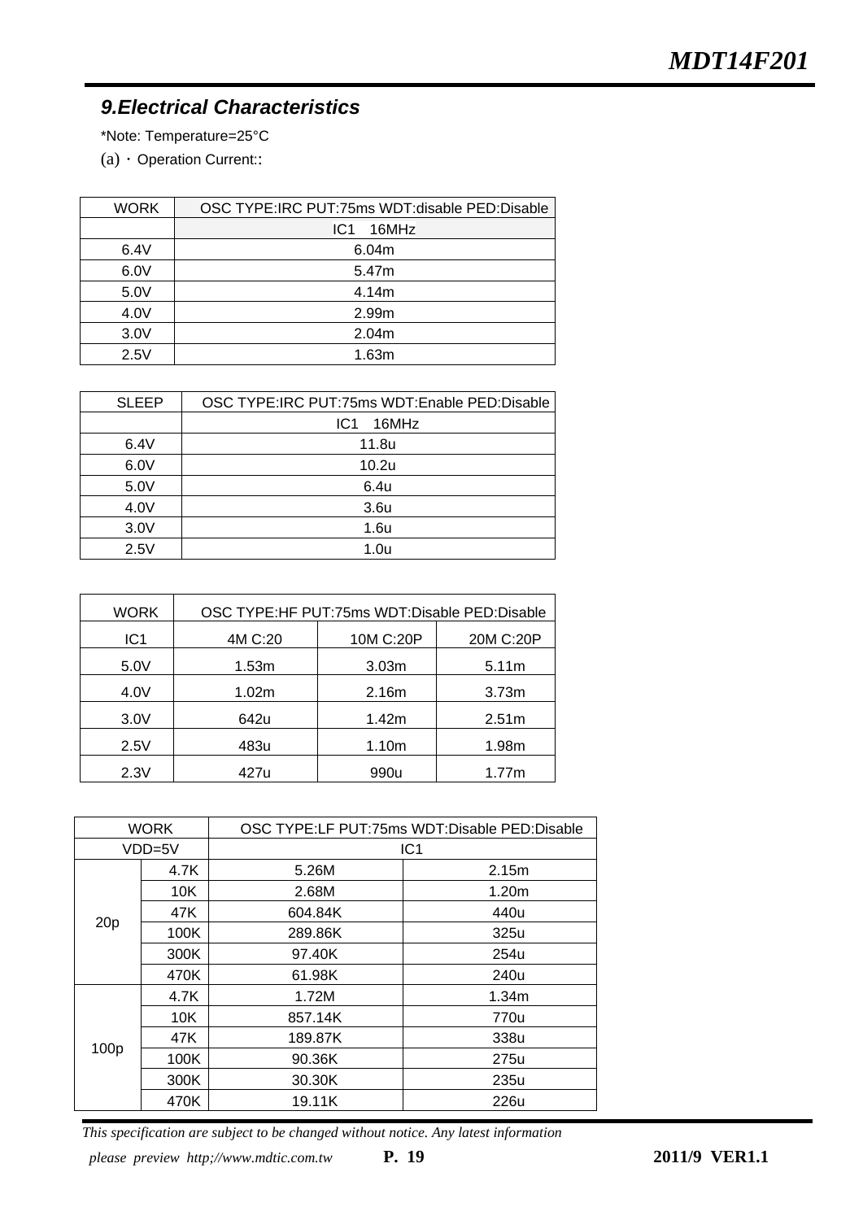## 9.Electrical Characteristics

*Note: Temperature=25°C

(a)、Operation Current::

| WORK | OSC TYPE:IRC PUT:75ms WDT:disable PED:Disable |
|---|---|
| | IC1 16MHz |
| 6.4V | 6.04m |
| 6.0V | 5.47m |
| 5.0V | 4.14m |
| 4.0V | 2.99m |
| 3.0V | 2.04m |
| 2.5V | 1.63m |

| SLEEP | OSC TYPE:IRC PUT:75ms WDT:Enable PED:Disable |
|---|---|
| | IC1 16MHz |
| 6.4V | 11.8u |
| 6.0V | 10.2u |
| 5.0V | 6.4u |
| 4.0V | 3.6u |
| 3.0V | 1.6u |
| 2.5V | 1.0u |

| WORK | OSC TYPE:HF PUT:75ms WDT:Disable PED:Disable | | |
|---|---|---|---|
| IC1 | 4M C:20 | 10M C:20P | 20M C:20P |
| 5.0V | 1.53m | 3.03m | 5.11m |
| 4.0V | 1.02m | 2.16m | 3.73m |
| 3.0V | 642u | 1.42m | 2.51m |
| 2.5V | 483u | 1.10m | 1.98m |
| 2.3V | 427u | 990u | 1.77m |

| WORK | | OSC TYPE:LF PUT:75ms WDT:Disable PED:Disable | |
|---|---|---|---|
| VDD=5V | | IC1 | |
| 20p | 4.7K | 5.26M | 2.15m |
| | 10K | 2.68M | 1.20m |
| | 47K | 604.84K | 440u |
| | 100K | 289.86K | 325u |
| | 300K | 97.40K | 254u |
| | 470K | 61.98K | 240u |
| 100p | 4.7K | 1.72M | 1.34m |
| | 10K | 857.14K | 770u |
| | 47K | 189.87K | 338u |
| | 100K | 90.36K | 275u |
| | 300K | 30.30K | 235u |
| | 470K | 19.11K | 226u |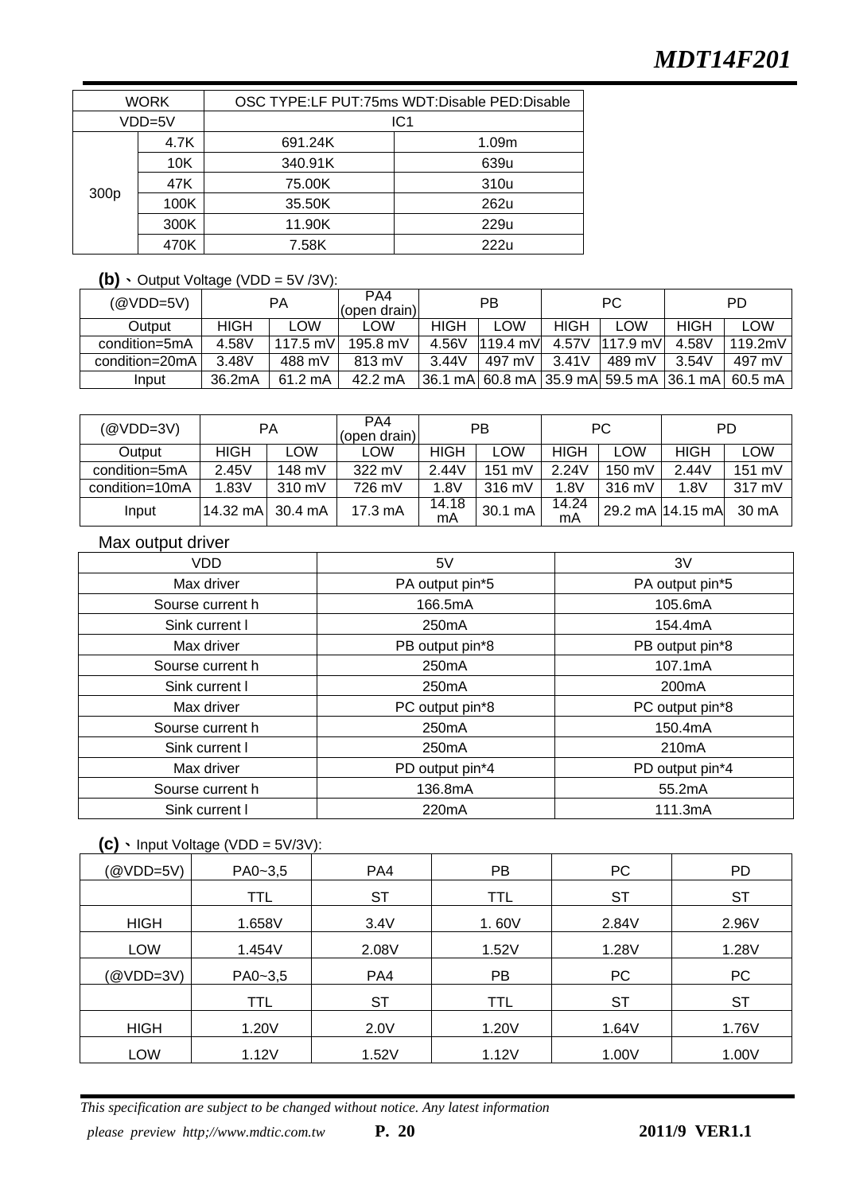| WORK | | OSC TYPE:LF PUT:75ms WDT:Disable PED:Disable | |
|---|---|---|---|
| VDD=5V | | IC1 | |
| 300p | 4.7K | 691.24K | 1.09m |
| | 10K | 340.91K | 639u |
| | 47K | 75.00K | 310u |
| | 100K | 35.50K | 262u |
| | 300K | 11.90K | 229u |
| | 470K | 7.58K | 222u |

**(b)**、Output Voltage (VDD = 5V /3V):

| (@VDD=5V) | PA | | PA4 (open drain) | PB | | PC | | PD | |
|---|---|---|---|---|---|---|---|---|---|
| Output | HIGH | LOW | LOW | HIGH | LOW | HIGH | LOW | HIGH | LOW |
| condition=5mA | 4.58V | 117.5 mV | 195.8 mV | 4.56V | 119.4 mV | 4.57V | 117.9 mV | 4.58V | 119.2mV |
| condition=20mA | 3.48V | 488 mV | 813 mV | 3.44V | 497 mV | 3.41V | 489 mV | 3.54V | 497 mV |
| Input | 36.2mA | 61.2 mA | 42.2 mA | 36.1 mA | 60.8 mA | 35.9 mA | 59.5 mA | 36.1 mA | 60.5 mA |

| (@VDD=3V) | PA | | PA4 (open drain) | PB | | PC | | PD | |
|---|---|---|---|---|---|---|---|---|---|
| Output | HIGH | LOW | LOW | HIGH | LOW | HIGH | LOW | HIGH | LOW |
| condition=5mA | 2.45V | 148 mV | 322 mV | 2.44V | 151 mV | 2.24V | 150 mV | 2.44V | 151 mV |
| condition=10mA | 1.83V | 310 mV | 726 mV | 1.8V | 316 mV | 1.8V | 316 mV | 1.8V | 317 mV |
| Input | 14.32 mA | 30.4 mA | 17.3 mA | 14.18 mA | 30.1 mA | 14.24 mA | 29.2 mA | 14.15 mA | 30 mA |

Max output driver

| VDD | 5V | 3V |
|---|---|---|
| Max driver | PA output pin*5 | PA output pin*5 |
| Sourse current h | 166.5mA | 105.6mA |
| Sink current l | 250mA | 154.4mA |
| Max driver | PB output pin*8 | PB output pin*8 |
| Sourse current h | 250mA | 107.1mA |
| Sink current l | 250mA | 200mA |
| Max driver | PC output pin*8 | PC output pin*8 |
| Sourse current h | 250mA | 150.4mA |
| Sink current l | 250mA | 210mA |
| Max driver | PD output pin*4 | PD output pin*4 |
| Sourse current h | 136.8mA | 55.2mA |
| Sink current l | 220mA | 111.3mA |

**(c)**、Input Voltage (VDD = 5V/3V):

| (@VDD=5V) | PA0~3,5 | PA4 | PB | PC | PD |
|---|---|---|---|---|---|
| | TTL | ST | TTL | ST | ST |
| HIGH | 1.658V | 3.4V | 1. 60V | 2.84V | 2.96V |
| LOW | 1.454V | 2.08V | 1.52V | 1.28V | 1.28V |
| (@VDD=3V) | PA0~3,5 | PA4 | PB | PC | PC |
| | TTL | ST | TTL | ST | ST |
| HIGH | 1.20V | 2.0V | 1.20V | 1.64V | 1.76V |
| LOW | 1.12V | 1.52V | 1.12V | 1.00V | 1.00V |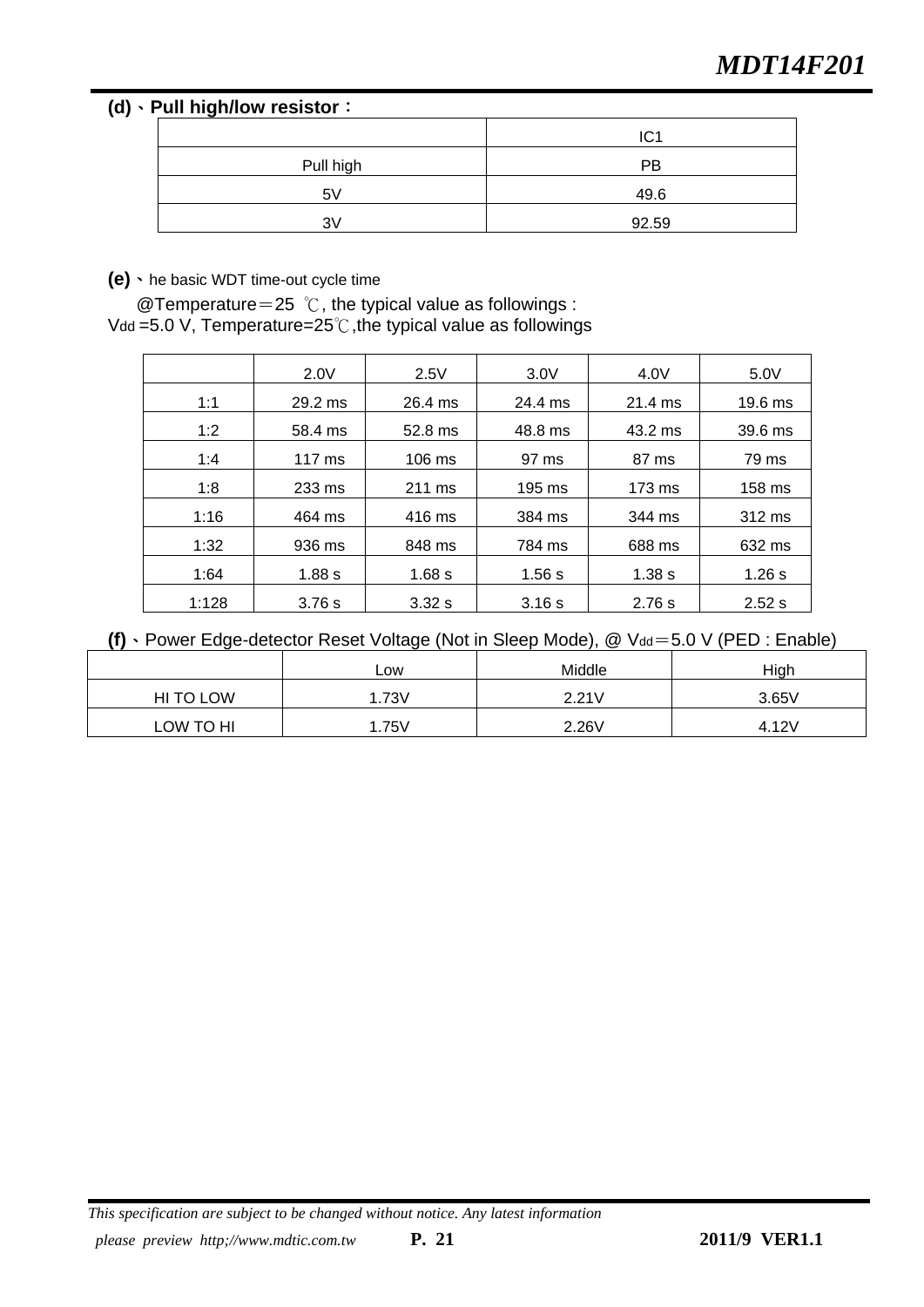**(d)、Pull high/low resistor：**

| | IC1 |
|---|---|
| Pull high | PB |
| 5V | 49.6 |
| 3V | 92.59 |

**(e)、**he basic WDT time-out cycle time

@Temperature＝25 ℃, the typical value as followings :

$V_{dd}$ =5.0 V, Temperature=25℃,the typical value as followings

| | 2.0V | 2.5V | 3.0V | 4.0V | 5.0V |
|---|---|---|---|---|---|
| 1:1 | 29.2 ms | 26.4 ms | 24.4 ms | 21.4 ms | 19.6 ms |
| 1:2 | 58.4 ms | 52.8 ms | 48.8 ms | 43.2 ms | 39.6 ms |
| 1:4 | 117 ms | 106 ms | 97 ms | 87 ms | 79 ms |
| 1:8 | 233 ms | 211 ms | 195 ms | 173 ms | 158 ms |
| 1:16 | 464 ms | 416 ms | 384 ms | 344 ms | 312 ms |
| 1:32 | 936 ms | 848 ms | 784 ms | 688 ms | 632 ms |
| 1:64 | 1.88 s | 1.68 s | 1.56 s | 1.38 s | 1.26 s |
| 1:128 | 3.76 s | 3.32 s | 3.16 s | 2.76 s | 2.52 s |

**(f)、**Power Edge-detector Reset Voltage (Not in Sleep Mode), @ $V_{dd}$＝5.0 V (PED : Enable)

| | Low | Middle | High |
|---|---|---|---|
| HI TO LOW | 1.73V | 2.21V | 3.65V |
| LOW TO HI | 1.75V | 2.26V | 4.12V |